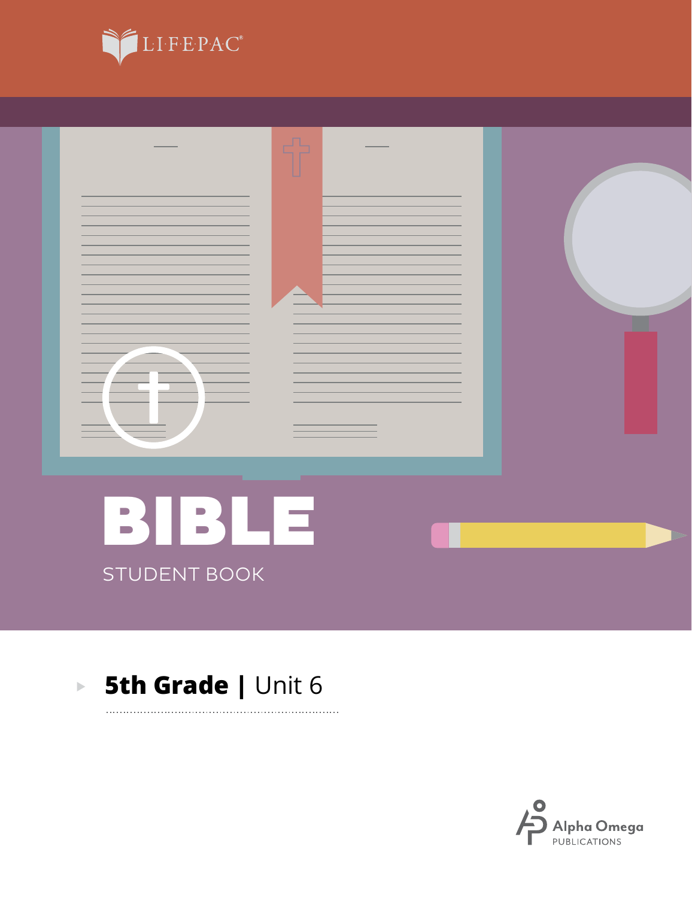LIFEPAC®

# BIBLE

STUDENT BOOK

**5th Grade | Unit 6**

Alpha Omega PUBLICATIONS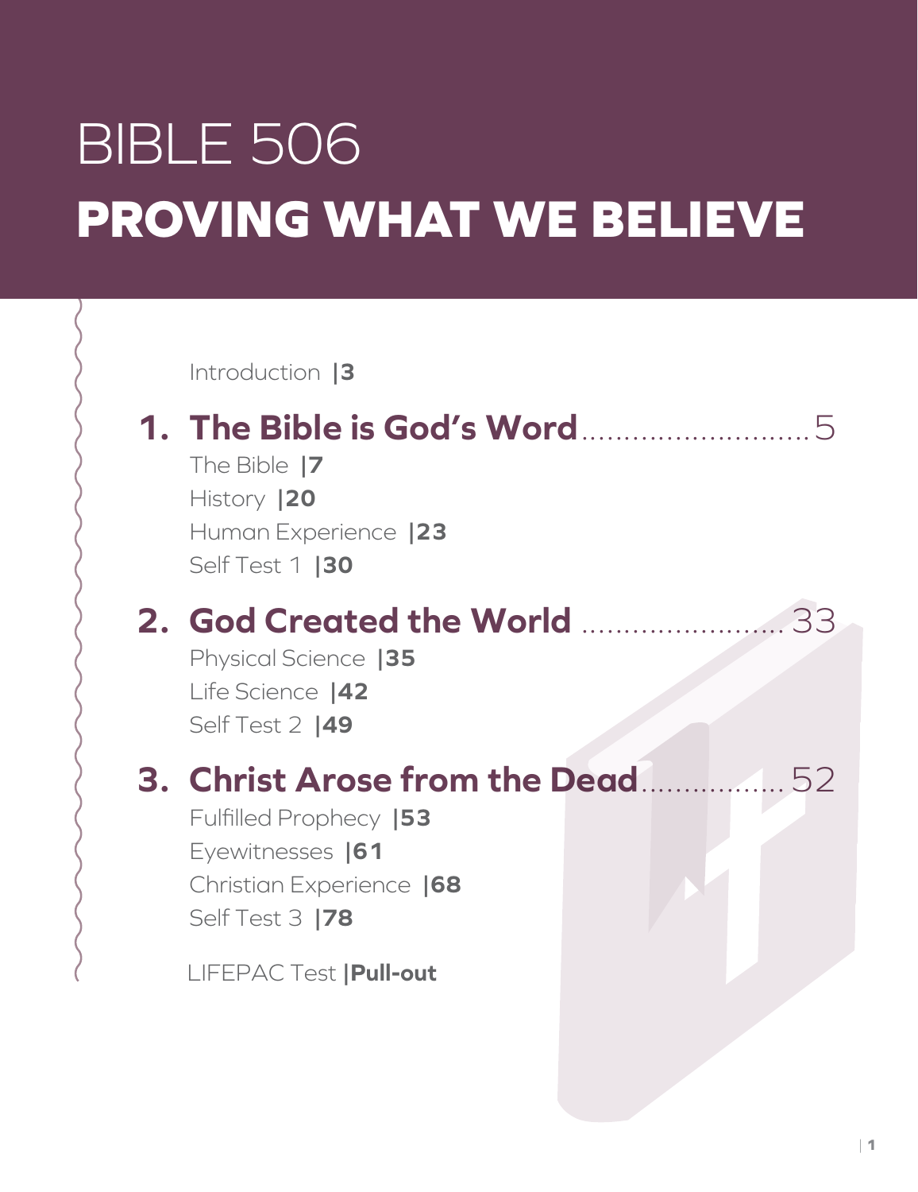# BIBLE 506
# PROVING WHAT WE BELIEVE

Introduction |3

## 1. The Bible is God's Word ........................ 5

The Bible |7
History |20
Human Experience |23
Self Test 1 |30

## 2. God Created the World ........................ 33

Physical Science |35
Life Science |42
Self Test 2 |49

## 3. Christ Arose from the Dead ................ 52

Fulfilled Prophecy |53
Eyewitnesses |61
Christian Experience |68
Self Test 3 |78

LIFEPAC Test |**Pull-out**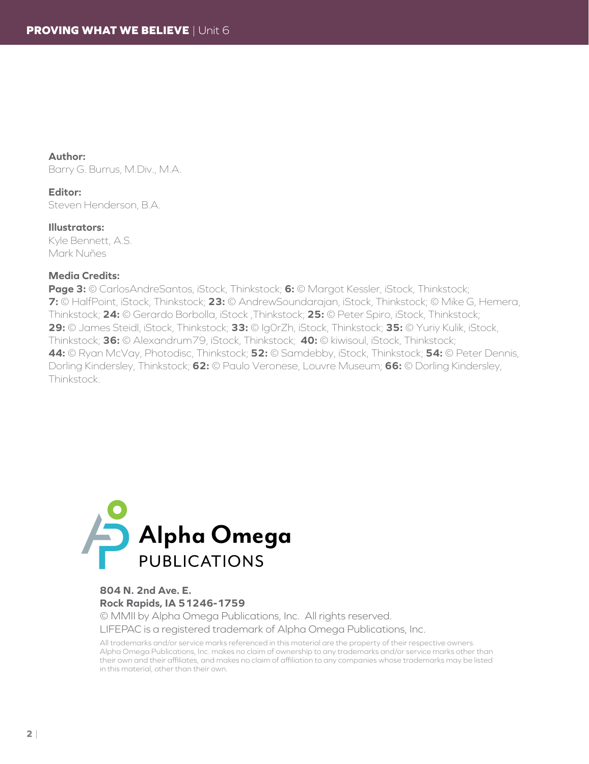**Author:**
Barry G. Burrus, M.Div., M.A.

**Editor:**
Steven Henderson, B.A.

**Illustrators:**
Kyle Bennett, A.S.
Mark Nuñes

**Media Credits:**
**Page 3:** © CarlosAndreSantos, iStock, Thinkstock; **6:** © Margot Kessler, iStock, Thinkstock; **7:** © HalfPoint, iStock, Thinkstock; **23:** © AndrewSoundarajan, iStock, Thinkstock; © Mike G, Hemera, Thinkstock; **24:** © Gerardo Borbolla, iStock ,Thinkstock; **25:** © Peter Spiro, iStock, Thinkstock; **29:** © James Steidl, iStock, Thinkstock; **33:** © Ig0rZh, iStock, Thinkstock; **35:** © Yuriy Kulik, iStock, Thinkstock; **36:** © Alexandrum79, iStock, Thinkstock; **40:** © kiwisoul, iStock, Thinkstock; **44:** © Ryan McVay, Photodisc, Thinkstock; **52:** © Samdebby, iStock, Thinkstock; **54:** © Peter Dennis, Dorling Kindersley, Thinkstock; **62:** © Paulo Veronese, Louvre Museum; **66:** © Dorling Kindersley, Thinkstock.

Alpha Omega PUBLICATIONS

**804 N. 2nd Ave. E.**
**Rock Rapids, IA 51246-1759**
© MMII by Alpha Omega Publications, Inc. All rights reserved.
LIFEPAC is a registered trademark of Alpha Omega Publications, Inc.

All trademarks and/or service marks referenced in this material are the property of their respective owners. Alpha Omega Publications, Inc. makes no claim of ownership to any trademarks and/or service marks other than their own and their affiliates, and makes no claim of affiliation to any companies whose trademarks may be listed in this material, other than their own.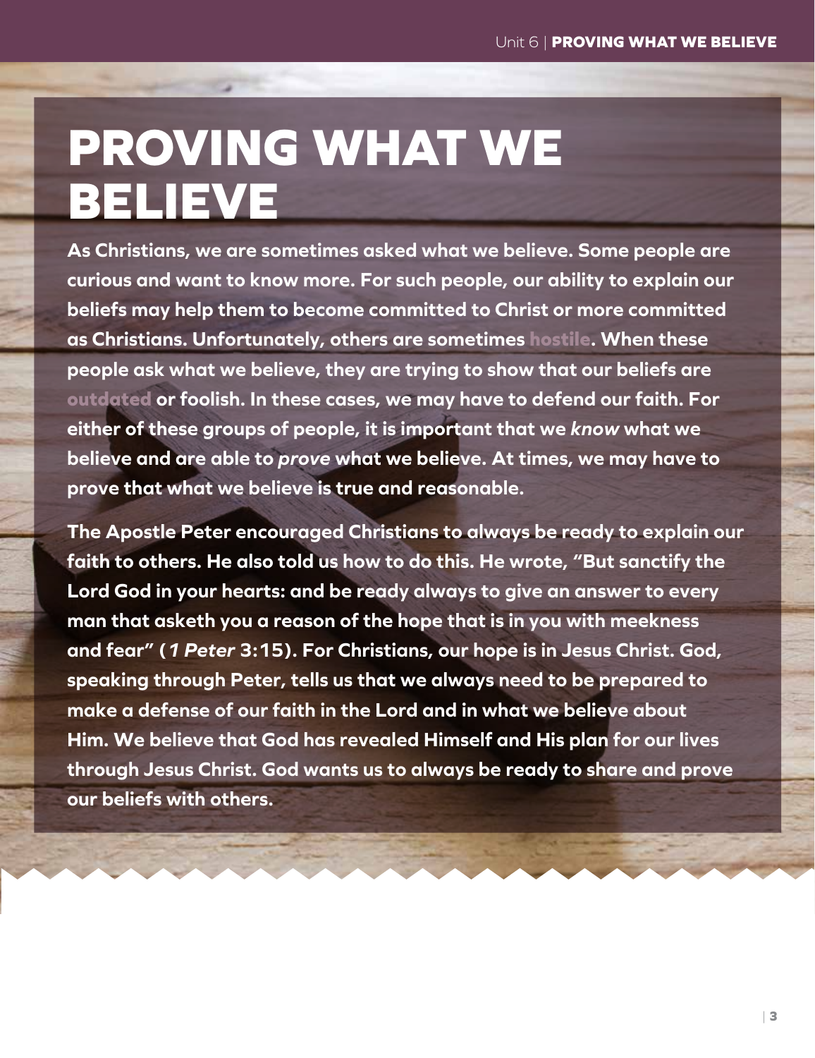# PROVING WHAT WE BELIEVE

**As Christians, we are sometimes asked what we believe. Some people are curious and want to know more. For such people, our ability to explain our beliefs may help them to become committed to Christ or more committed as Christians. Unfortunately, others are sometimes hostile. When these people ask what we believe, they are trying to show that our beliefs are outdated or foolish. In these cases, we may have to defend our faith. For either of these groups of people, it is important that we *know* what we believe and are able to *prove* what we believe. At times, we may have to prove that what we believe is true and reasonable.**

**The Apostle Peter encouraged Christians to always be ready to explain our faith to others. He also told us how to do this. He wrote, "But sanctify the Lord God in your hearts: and be ready always to give an answer to every man that asketh you a reason of the hope that is in you with meekness and fear" (*1 Peter* 3:15). For Christians, our hope is in Jesus Christ. God, speaking through Peter, tells us that we always need to be prepared to make a defense of our faith in the Lord and in what we believe about Him. We believe that God has revealed Himself and His plan for our lives through Jesus Christ. God wants us to always be ready to share and prove our beliefs with others.**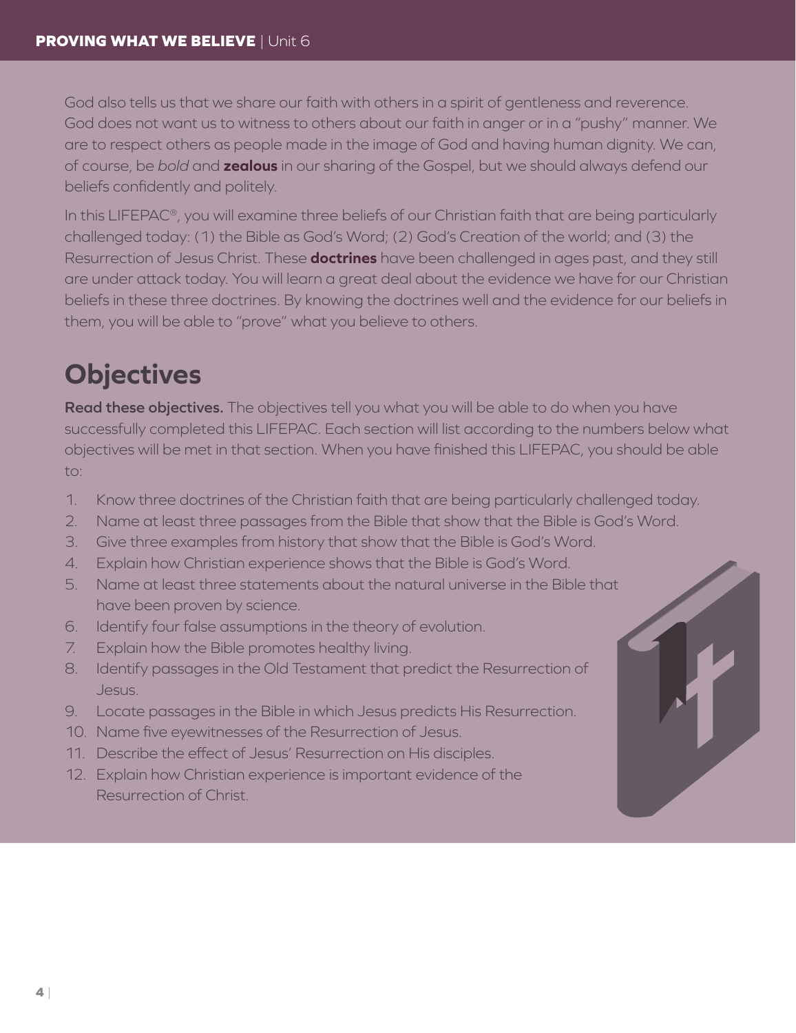God also tells us that we share our faith with others in a spirit of gentleness and reverence. God does not want us to witness to others about our faith in anger or in a "pushy" manner. We are to respect others as people made in the image of God and having human dignity. We can, of course, be *bold* and **zealous** in our sharing of the Gospel, but we should always defend our beliefs confidently and politely.

In this LIFEPAC®, you will examine three beliefs of our Christian faith that are being particularly challenged today: (1) the Bible as God's Word; (2) God's Creation of the world; and (3) the Resurrection of Jesus Christ. These **doctrines** have been challenged in ages past, and they still are under attack today. You will learn a great deal about the evidence we have for our Christian beliefs in these three doctrines. By knowing the doctrines well and the evidence for our beliefs in them, you will be able to "prove" what you believe to others.

## Objectives

**Read these objectives.** The objectives tell you what you will be able to do when you have successfully completed this LIFEPAC. Each section will list according to the numbers below what objectives will be met in that section. When you have finished this LIFEPAC, you should be able to:

1. Know three doctrines of the Christian faith that are being particularly challenged today.
2. Name at least three passages from the Bible that show that the Bible is God's Word.
3. Give three examples from history that show that the Bible is God's Word.
4. Explain how Christian experience shows that the Bible is God's Word.
5. Name at least three statements about the natural universe in the Bible that have been proven by science.
6. Identify four false assumptions in the theory of evolution.
7. Explain how the Bible promotes healthy living.
8. Identify passages in the Old Testament that predict the Resurrection of Jesus.
9. Locate passages in the Bible in which Jesus predicts His Resurrection.
10. Name five eyewitnesses of the Resurrection of Jesus.
11. Describe the effect of Jesus' Resurrection on His disciples.
12. Explain how Christian experience is important evidence of the Resurrection of Christ.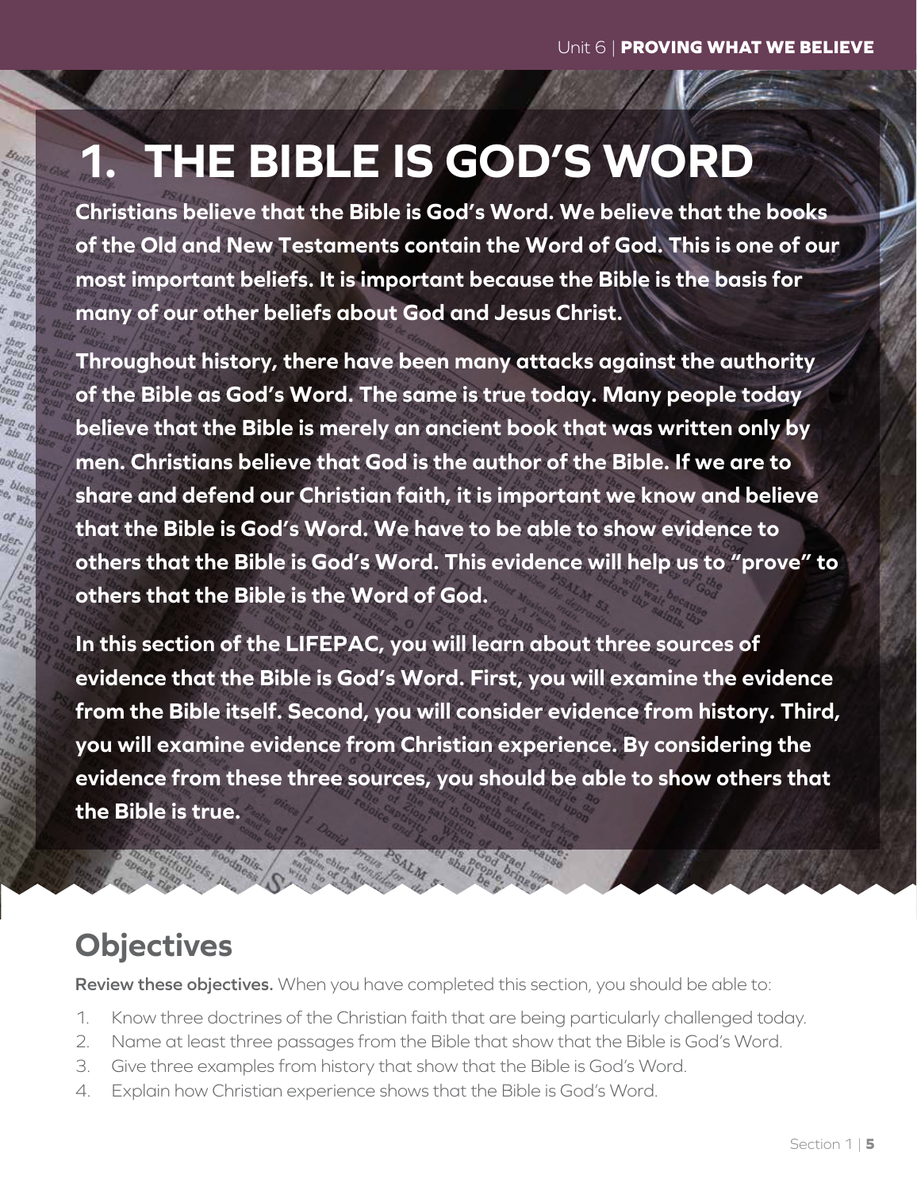# 1. THE BIBLE IS GOD'S WORD

**Christians believe that the Bible is God's Word. We believe that the books of the Old and New Testaments contain the Word of God. This is one of our most important beliefs. It is important because the Bible is the basis for many of our other beliefs about God and Jesus Christ.**

**Throughout history, there have been many attacks against the authority of the Bible as God's Word. The same is true today. Many people today believe that the Bible is merely an ancient book that was written only by men. Christians believe that God is the author of the Bible. If we are to share and defend our Christian faith, it is important we know and believe that the Bible is God's Word. We have to be able to show evidence to others that the Bible is God's Word. This evidence will help us to "prove" to others that the Bible is the Word of God.**

**In this section of the LIFEPAC, you will learn about three sources of evidence that the Bible is God's Word. First, you will examine the evidence from the Bible itself. Second, you will consider evidence from history. Third, you will examine evidence from Christian experience. By considering the evidence from these three sources, you should be able to show others that the Bible is true.**

## Objectives

**Review these objectives.** When you have completed this section, you should be able to:

1. Know three doctrines of the Christian faith that are being particularly challenged today.
2. Name at least three passages from the Bible that show that the Bible is God's Word.
3. Give three examples from history that show that the Bible is God's Word.
4. Explain how Christian experience shows that the Bible is God's Word.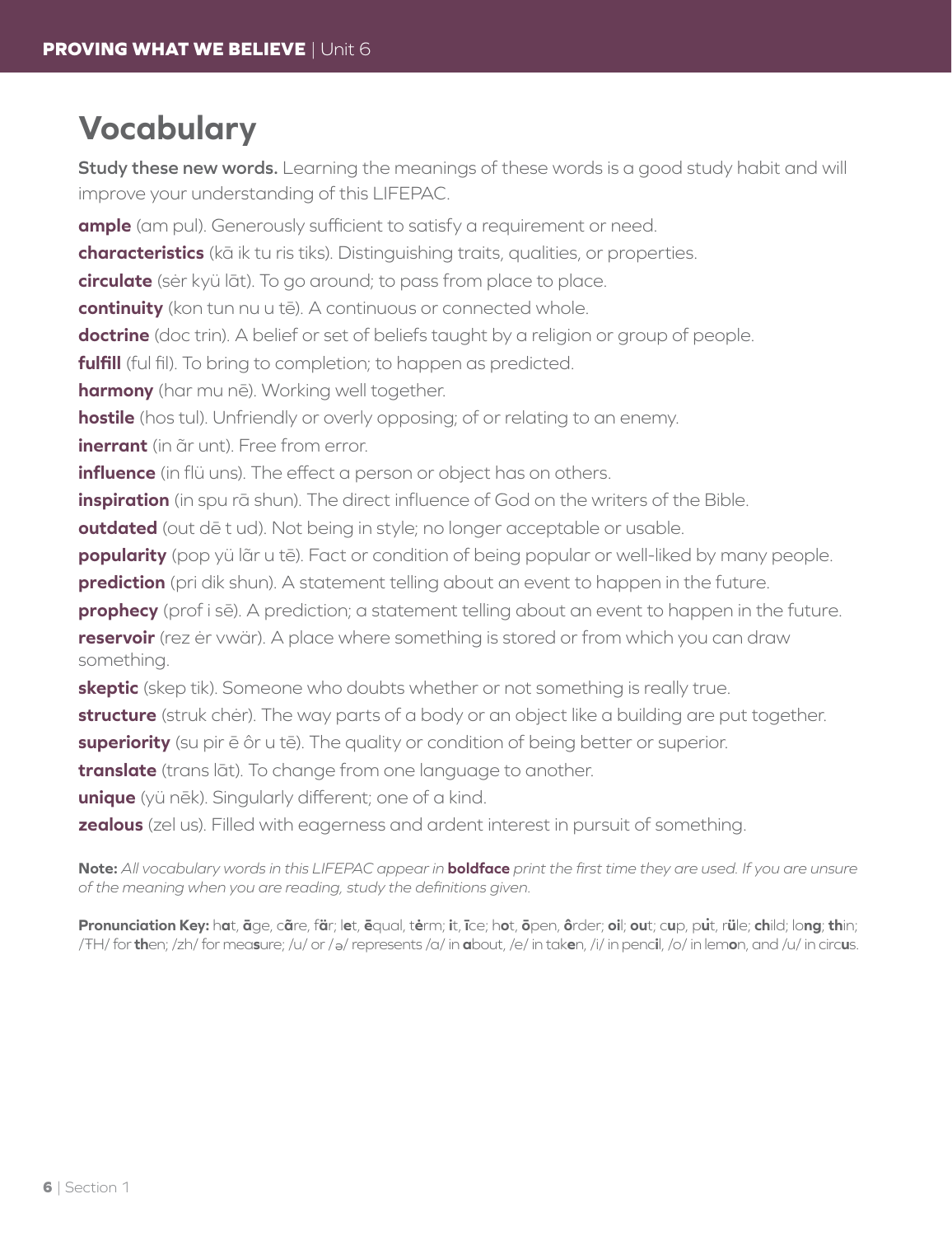# Vocabulary

**Study these new words.** Learning the meanings of these words is a good study habit and will improve your understanding of this LIFEPAC.

**ample** (am pul). Generously sufficient to satisfy a requirement or need.

**characteristics** (kā ik tu ris tiks). Distinguishing traits, qualities, or properties.

**circulate** (sėr kyü lāt). To go around; to pass from place to place.

**continuity** (kon tun nu u tē). A continuous or connected whole.

**doctrine** (doc trin). A belief or set of beliefs taught by a religion or group of people.

**fulfill** (ful fil). To bring to completion; to happen as predicted.

**harmony** (har mu nē). Working well together.

**hostile** (hos tul). Unfriendly or overly opposing; of or relating to an enemy.

**inerrant** (in ãr unt). Free from error.

**influence** (in flü uns). The effect a person or object has on others.

**inspiration** (in spu rā shun). The direct influence of God on the writers of the Bible.

**outdated** (out dē t ud). Not being in style; no longer acceptable or usable.

**popularity** (pop yü lãr u tē). Fact or condition of being popular or well-liked by many people.

**prediction** (pri dik shun). A statement telling about an event to happen in the future.

**prophecy** (prof i sē). A prediction; a statement telling about an event to happen in the future.

**reservoir** (rez ėr vwär). A place where something is stored or from which you can draw something.

**skeptic** (skep tik). Someone who doubts whether or not something is really true.

**structure** (struk chėr). The way parts of a body or an object like a building are put together.

**superiority** (su pir ē ôr u tē). The quality or condition of being better or superior.

**translate** (trans lāt). To change from one language to another.

**unique** (yü nēk). Singularly different; one of a kind.

**zealous** (zel us). Filled with eagerness and ardent interest in pursuit of something.

**Note:** *All vocabulary words in this LIFEPAC appear in* **boldface** *print the first time they are used. If you are unsure of the meaning when you are reading, study the definitions given.*

**Pronunciation Key:** h**a**t, **ā**ge, c**ã**re, f**ä**r; l**e**t, **ē**qual, t**ė**rm; **i**t, **ī**ce; h**o**t, **ō**pen, **ô**rder; **oi**l; **ou**t; c**u**p, p**u̇**t, r**ü**le; **ch**ild; lo**ng**; **th**in; /ŦH/ for **th**en; /zh/ for mea**s**ure; /u/ or /ə/ represents /a/ in **a**bout, /e/ in tak**e**n, /i/ in penc**i**l, /o/ in lem**o**n, and /u/ in circ**u**s.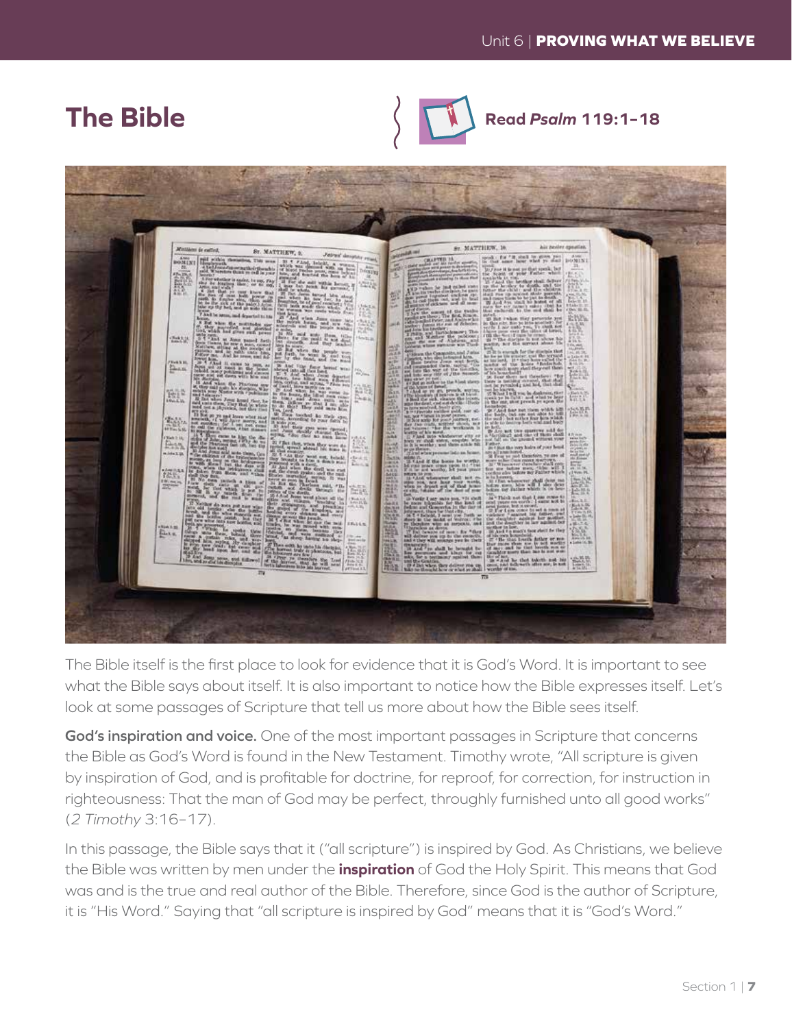# The Bible

**Read *Psalm* 119:1–18**

The Bible itself is the first place to look for evidence that it is God's Word. It is important to see what the Bible says about itself. It is also important to notice how the Bible expresses itself. Let's look at some passages of Scripture that tell us more about how the Bible sees itself.

**God's inspiration and voice.** One of the most important passages in Scripture that concerns the Bible as God's Word is found in the New Testament. Timothy wrote, "All scripture is given by inspiration of God, and is profitable for doctrine, for reproof, for correction, for instruction in righteousness: That the man of God may be perfect, throughly furnished unto all good works" (*2 Timothy* 3:16–17).

In this passage, the Bible says that it ("all scripture") is inspired by God. As Christians, we believe the Bible was written by men under the **inspiration** of God the Holy Spirit. This means that God was and is the true and real author of the Bible. Therefore, since God is the author of Scripture, it is "His Word." Saying that "all scripture is inspired by God" means that it is "God's Word."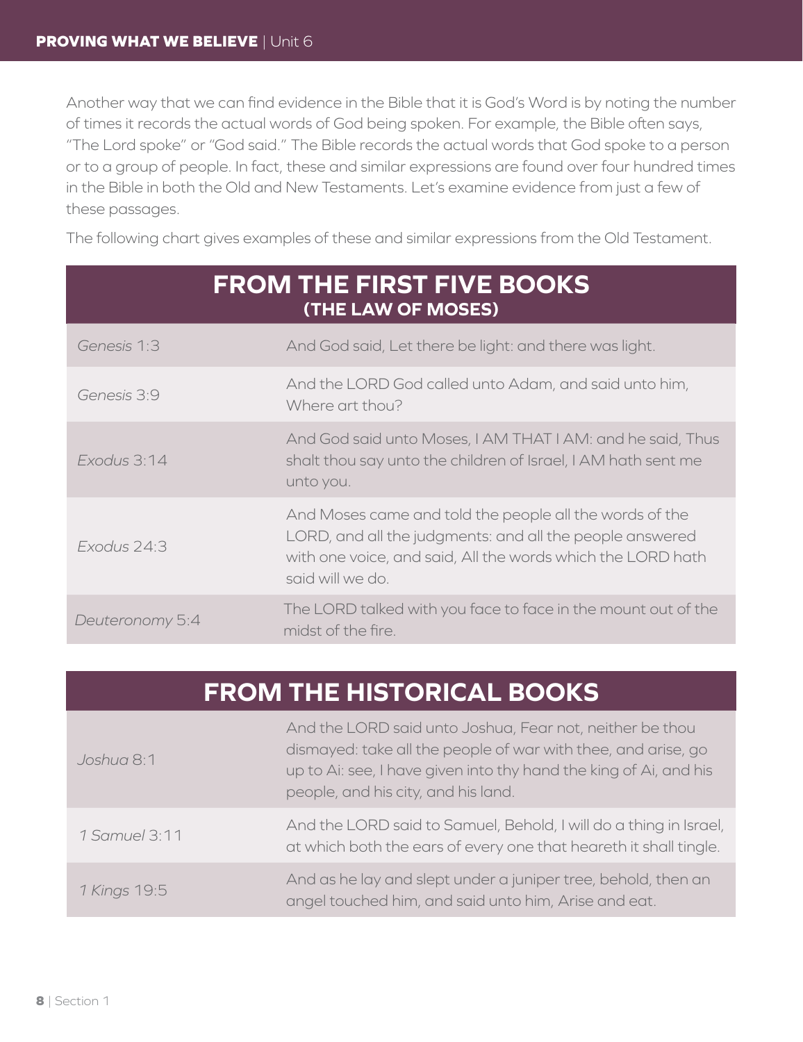Another way that we can find evidence in the Bible that it is God's Word is by noting the number of times it records the actual words of God being spoken. For example, the Bible often says, "The Lord spoke" or "God said." The Bible records the actual words that God spoke to a person or to a group of people. In fact, these and similar expressions are found over four hundred times in the Bible in both the Old and New Testaments. Let's examine evidence from just a few of these passages.

The following chart gives examples of these and similar expressions from the Old Testament.

| FROM THE FIRST FIVE BOOKS (THE LAW OF MOSES) | |
|---|---|
| *Genesis* 1:3 | And God said, Let there be light: and there was light. |
| *Genesis* 3:9 | And the LORD God called unto Adam, and said unto him, Where art thou? |
| *Exodus* 3:14 | And God said unto Moses, I AM THAT I AM: and he said, Thus shalt thou say unto the children of Israel, I AM hath sent me unto you. |
| *Exodus* 24:3 | And Moses came and told the people all the words of the LORD, and all the judgments: and all the people answered with one voice, and said, All the words which the LORD hath said will we do. |
| *Deuteronomy* 5:4 | The LORD talked with you face to face in the mount out of the midst of the fire. |

| FROM THE HISTORICAL BOOKS | |
|---|---|
| *Joshua* 8:1 | And the LORD said unto Joshua, Fear not, neither be thou dismayed: take all the people of war with thee, and arise, go up to Ai: see, I have given into thy hand the king of Ai, and his people, and his city, and his land. |
| *1 Samuel* 3:11 | And the LORD said to Samuel, Behold, I will do a thing in Israel, at which both the ears of every one that heareth it shall tingle. |
| *1 Kings* 19:5 | And as he lay and slept under a juniper tree, behold, then an angel touched him, and said unto him, Arise and eat. |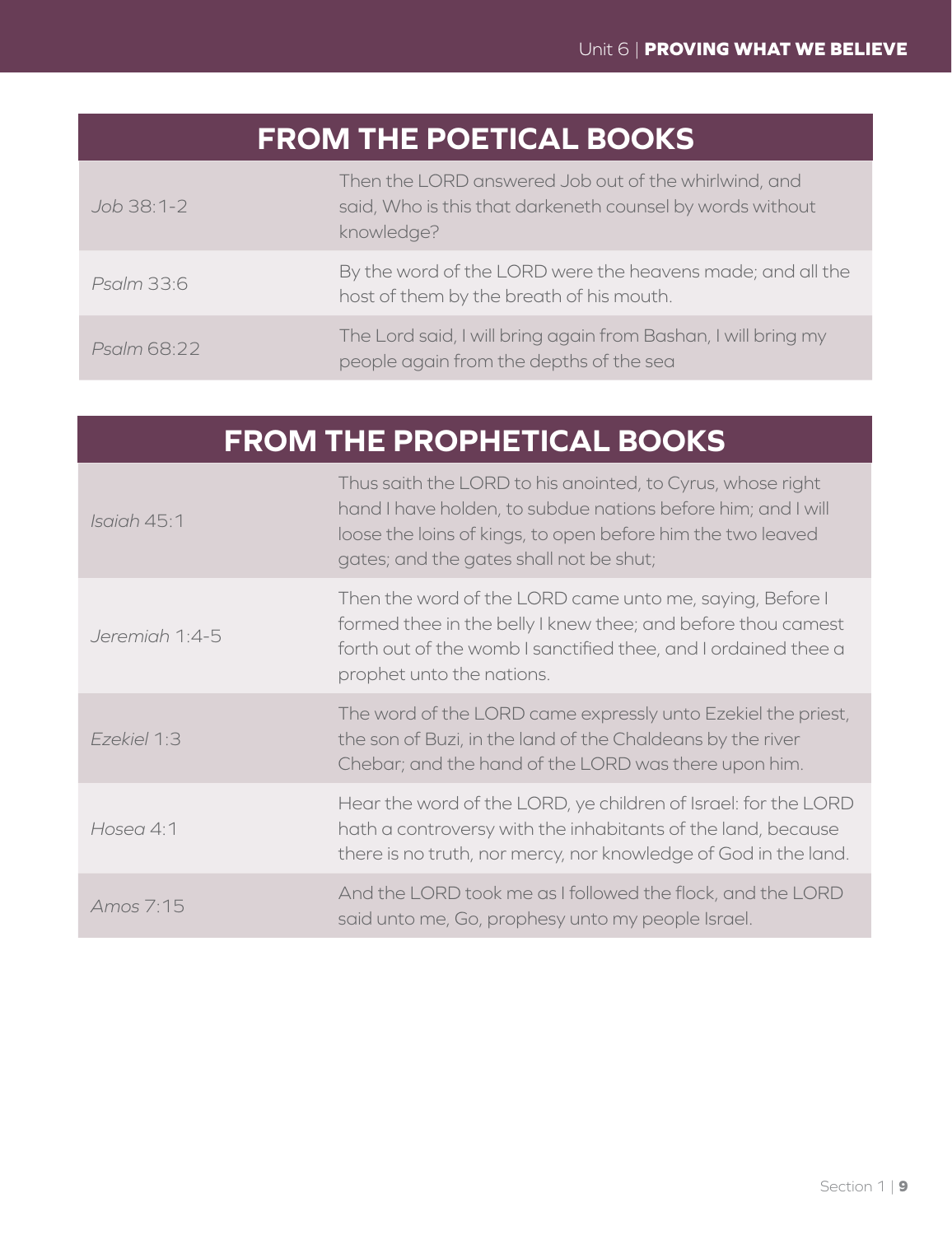## FROM THE POETICAL BOOKS

| | |
|---|---|
| *Job* 38:1-2 | Then the LORD answered Job out of the whirlwind, and said, Who is this that darkeneth counsel by words without knowledge? |
| *Psalm* 33:6 | By the word of the LORD were the heavens made; and all the host of them by the breath of his mouth. |
| *Psalm* 68:22 | The Lord said, I will bring again from Bashan, I will bring my people again from the depths of the sea |

## FROM THE PROPHETICAL BOOKS

| | |
|---|---|
| *Isaiah* 45:1 | Thus saith the LORD to his anointed, to Cyrus, whose right hand I have holden, to subdue nations before him; and I will loose the loins of kings, to open before him the two leaved gates; and the gates shall not be shut; |
| *Jeremiah* 1:4-5 | Then the word of the LORD came unto me, saying, Before I formed thee in the belly I knew thee; and before thou camest forth out of the womb I sanctified thee, and I ordained thee a prophet unto the nations. |
| *Ezekiel* 1:3 | The word of the LORD came expressly unto Ezekiel the priest, the son of Buzi, in the land of the Chaldeans by the river Chebar; and the hand of the LORD was there upon him. |
| *Hosea* 4:1 | Hear the word of the LORD, ye children of Israel: for the LORD hath a controversy with the inhabitants of the land, because there is no truth, nor mercy, nor knowledge of God in the land. |
| *Amos* 7:15 | And the LORD took me as I followed the flock, and the LORD said unto me, Go, prophesy unto my people Israel. |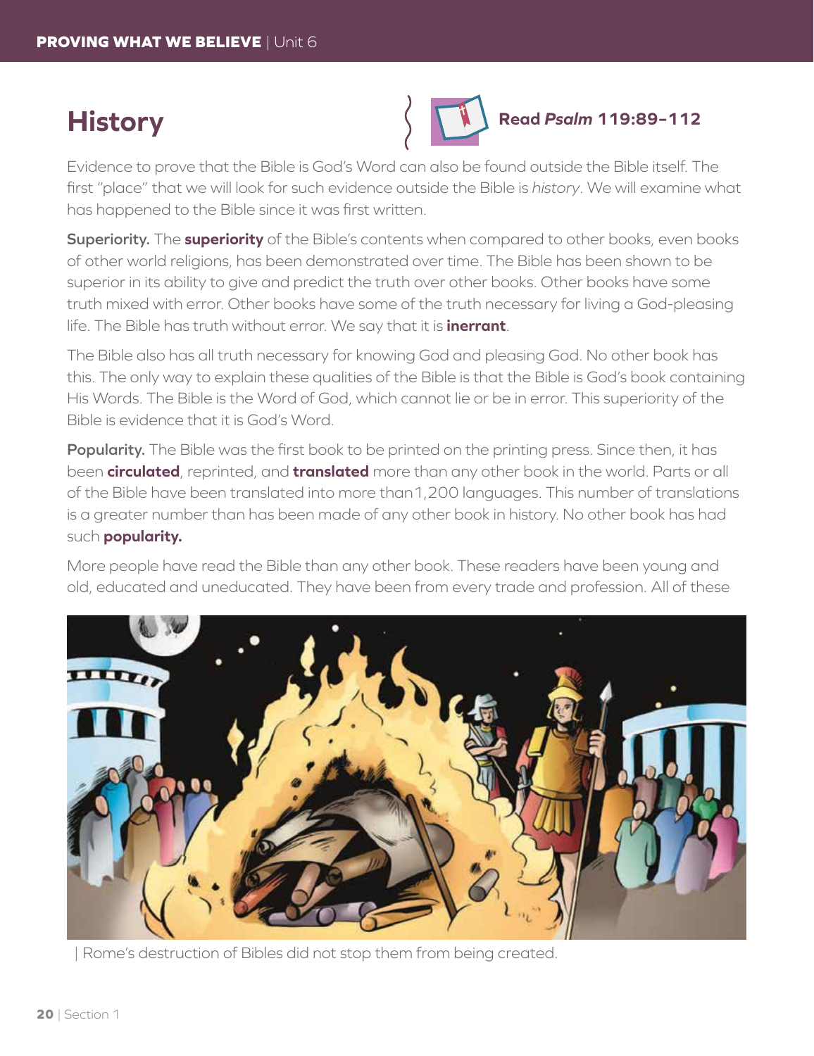## History

**Read *Psalm* 119:89–112**

Evidence to prove that the Bible is God's Word can also be found outside the Bible itself. The first "place" that we will look for such evidence outside the Bible is *history*. We will examine what has happened to the Bible since it was first written.

**Superiority.** The **superiority** of the Bible's contents when compared to other books, even books of other world religions, has been demonstrated over time. The Bible has been shown to be superior in its ability to give and predict the truth over other books. Other books have some truth mixed with error. Other books have some of the truth necessary for living a God-pleasing life. The Bible has truth without error. We say that it is **inerrant**.

The Bible also has all truth necessary for knowing God and pleasing God. No other book has this. The only way to explain these qualities of the Bible is that the Bible is God's book containing His Words. The Bible is the Word of God, which cannot lie or be in error. This superiority of the Bible is evidence that it is God's Word.

**Popularity.** The Bible was the first book to be printed on the printing press. Since then, it has been **circulated**, reprinted, and **translated** more than any other book in the world. Parts or all of the Bible have been translated into more than1,200 languages. This number of translations is a greater number than has been made of any other book in history. No other book has had such **popularity.**

More people have read the Bible than any other book. These readers have been young and old, educated and uneducated. They have been from every trade and profession. All of these

| Rome's destruction of Bibles did not stop them from being created.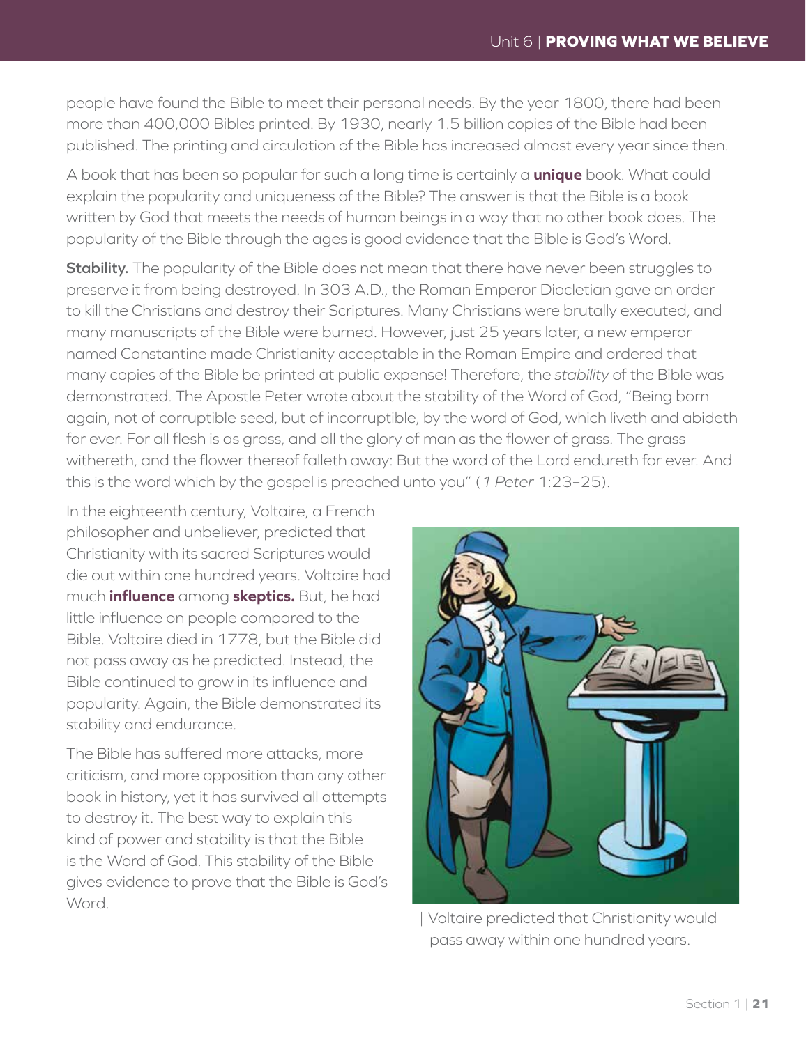people have found the Bible to meet their personal needs. By the year 1800, there had been more than 400,000 Bibles printed. By 1930, nearly 1.5 billion copies of the Bible had been published. The printing and circulation of the Bible has increased almost every year since then.

A book that has been so popular for such a long time is certainly a **unique** book. What could explain the popularity and uniqueness of the Bible? The answer is that the Bible is a book written by God that meets the needs of human beings in a way that no other book does. The popularity of the Bible through the ages is good evidence that the Bible is God's Word.

**Stability.** The popularity of the Bible does not mean that there have never been struggles to preserve it from being destroyed. In 303 A.D., the Roman Emperor Diocletian gave an order to kill the Christians and destroy their Scriptures. Many Christians were brutally executed, and many manuscripts of the Bible were burned. However, just 25 years later, a new emperor named Constantine made Christianity acceptable in the Roman Empire and ordered that many copies of the Bible be printed at public expense! Therefore, the *stability* of the Bible was demonstrated. The Apostle Peter wrote about the stability of the Word of God, "Being born again, not of corruptible seed, but of incorruptible, by the word of God, which liveth and abideth for ever. For all flesh is as grass, and all the glory of man as the flower of grass. The grass withereth, and the flower thereof falleth away: But the word of the Lord endureth for ever. And this is the word which by the gospel is preached unto you" (*1 Peter* 1:23–25).

In the eighteenth century, Voltaire, a French philosopher and unbeliever, predicted that Christianity with its sacred Scriptures would die out within one hundred years. Voltaire had much **influence** among **skeptics.** But, he had little influence on people compared to the Bible. Voltaire died in 1778, but the Bible did not pass away as he predicted. Instead, the Bible continued to grow in its influence and popularity. Again, the Bible demonstrated its stability and endurance.

The Bible has suffered more attacks, more criticism, and more opposition than any other book in history, yet it has survived all attempts to destroy it. The best way to explain this kind of power and stability is that the Bible is the Word of God. This stability of the Bible gives evidence to prove that the Bible is God's Word.

| Voltaire predicted that Christianity would pass away within one hundred years.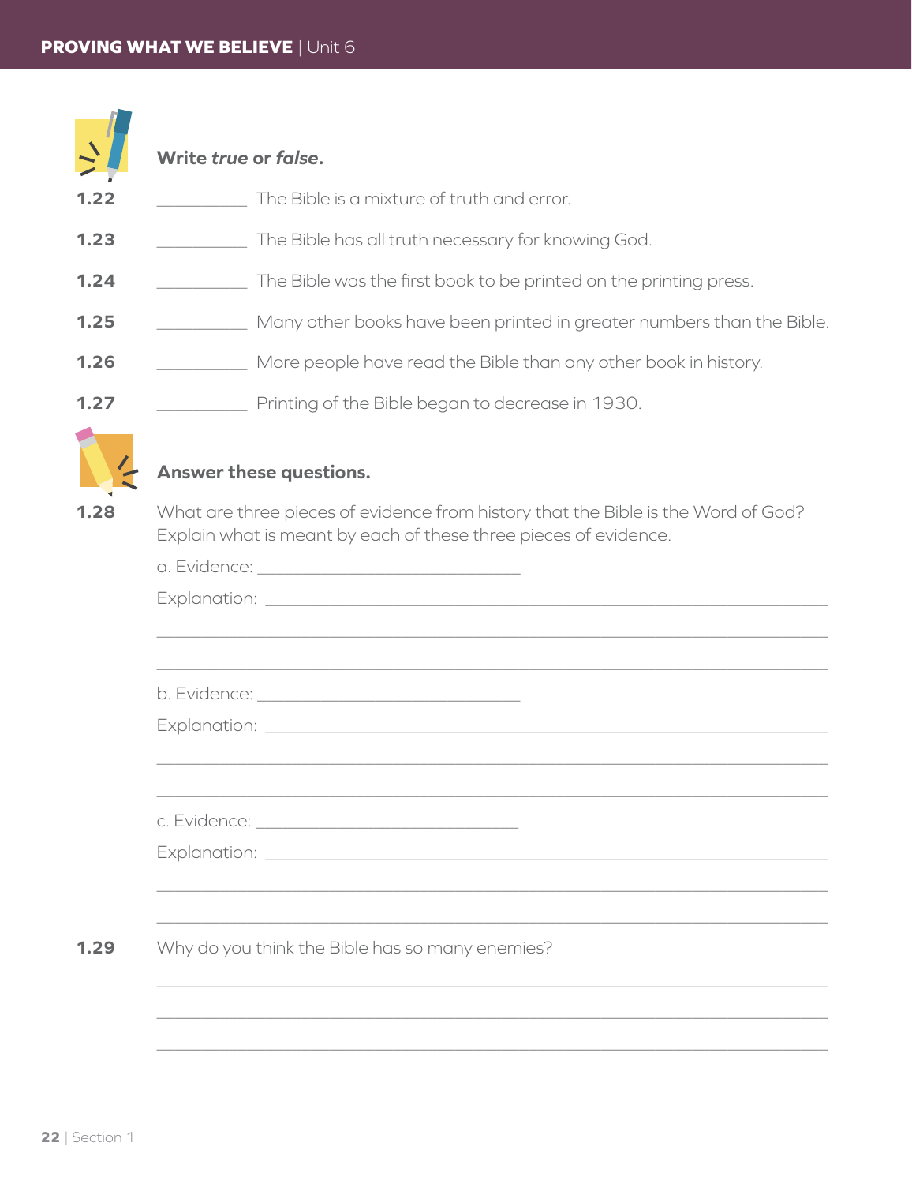**Write *true* or *false*.**

**1.22** __________ The Bible is a mixture of truth and error.

**1.23** __________ The Bible has all truth necessary for knowing God.

**1.24** __________ The Bible was the first book to be printed on the printing press.

**1.25** __________ Many other books have been printed in greater numbers than the Bible.

**1.26** __________ More people have read the Bible than any other book in history.

**1.27** __________ Printing of the Bible began to decrease in 1930.

**Answer these questions.**

**1.28** What are three pieces of evidence from history that the Bible is the Word of God? Explain what is meant by each of these three pieces of evidence.

a. Evidence: ______________________________

Explanation: ____________________________________________________________

__________________________________________________________________________

__________________________________________________________________________

b. Evidence: ______________________________

Explanation: ____________________________________________________________

__________________________________________________________________________

__________________________________________________________________________

c. Evidence: ______________________________

Explanation: ____________________________________________________________

__________________________________________________________________________

__________________________________________________________________________

**1.29** Why do you think the Bible has so many enemies?

__________________________________________________________________________

__________________________________________________________________________

__________________________________________________________________________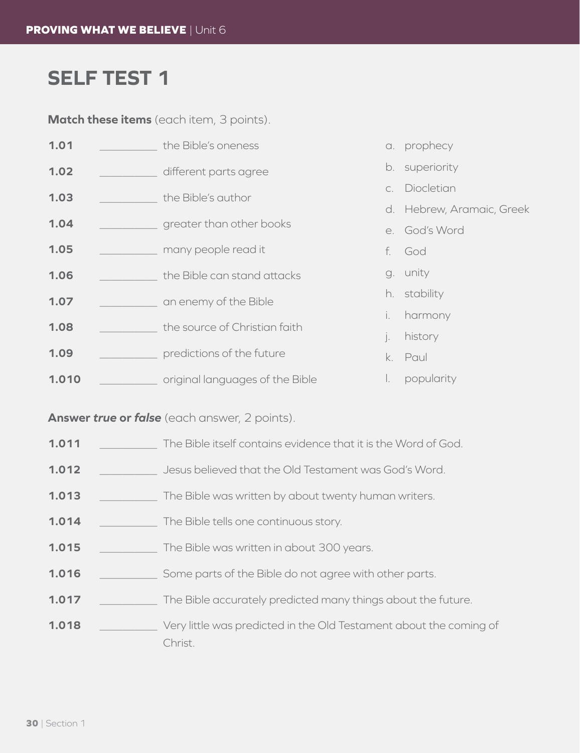# SELF TEST 1

**Match these items** (each item, 3 points).

1.01 __________ the Bible's oneness

1.02 __________ different parts agree

1.03 __________ the Bible's author

1.04 __________ greater than other books

1.05 __________ many people read it

1.06 __________ the Bible can stand attacks

1.07 __________ an enemy of the Bible

1.08 __________ the source of Christian faith

1.09 __________ predictions of the future

1.010 __________ original languages of the Bible

a. prophecy

b. superiority

c. Diocletian

d. Hebrew, Aramaic, Greek

e. God's Word

f. God

g. unity

h. stability

i. harmony

j. history

k. Paul

l. popularity

**Answer *true* or *false*** (each answer, 2 points).

1.011 __________ The Bible itself contains evidence that it is the Word of God.

1.012 __________ Jesus believed that the Old Testament was God's Word.

1.013 __________ The Bible was written by about twenty human writers.

1.014 __________ The Bible tells one continuous story.

1.015 __________ The Bible was written in about 300 years.

1.016 __________ Some parts of the Bible do not agree with other parts.

1.017 __________ The Bible accurately predicted many things about the future.

1.018 __________ Very little was predicted in the Old Testament about the coming of Christ.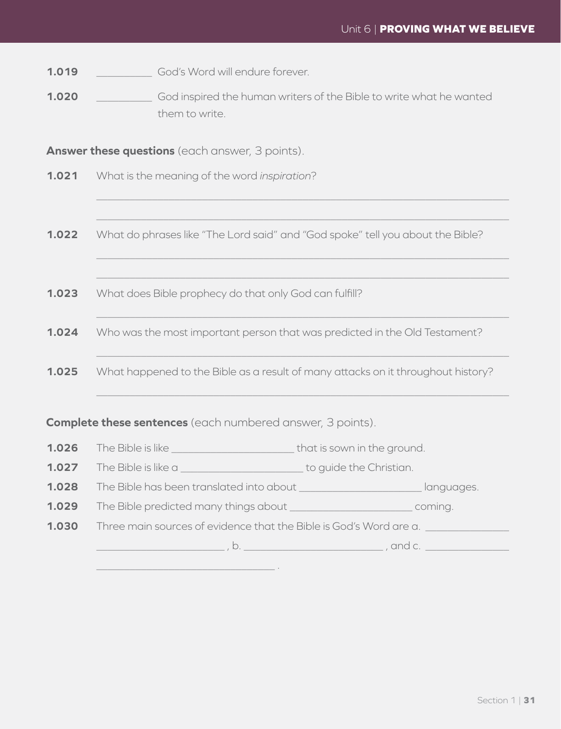**1.019** __________ God's Word will endure forever.

**1.020** __________ God inspired the human writers of the Bible to write what he wanted them to write.

**Answer these questions** (each answer, 3 points).

**1.021** What is the meaning of the word *inspiration*?

_______________________________________________________________

_______________________________________________________________

**1.022** What do phrases like "The Lord said" and "God spoke" tell you about the Bible?

_______________________________________________________________

_______________________________________________________________

**1.023** What does Bible prophecy do that only God can fulfill?

_______________________________________________________________

**1.024** Who was the most important person that was predicted in the Old Testament?

_______________________________________________________________

**1.025** What happened to the Bible as a result of many attacks on it throughout history?

_______________________________________________________________

**Complete these sentences** (each numbered answer, 3 points).

**1.026** The Bible is like ______________________ that is sown in the ground.

**1.027** The Bible is like a ______________________ to guide the Christian.

**1.028** The Bible has been translated into about ______________________ languages.

**1.029** The Bible predicted many things about ______________________ coming.

**1.030** Three main sources of evidence that the Bible is God's Word are a. _______________ ______________________ , b. ______________________ , and c. _______________ ______________________ .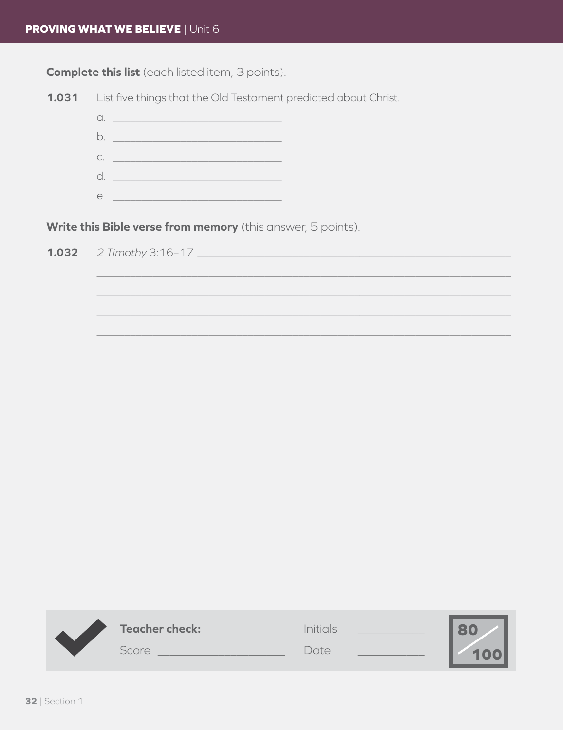**Complete this list** (each listed item, 3 points).

**1.031** List five things that the Old Testament predicted about Christ.

a. ______________________________

b. ______________________________

c. ______________________________

d. ______________________________

e ______________________________

**Write this Bible verse from memory** (this answer, 5 points).

**1.032** *2 Timothy* 3:16–17 ____________________________________________________

______________________________________________________________________

______________________________________________________________________

______________________________________________________________________

______________________________________________________________________

**Teacher check:** Initials __________

Score ____________________ Date __________

80/100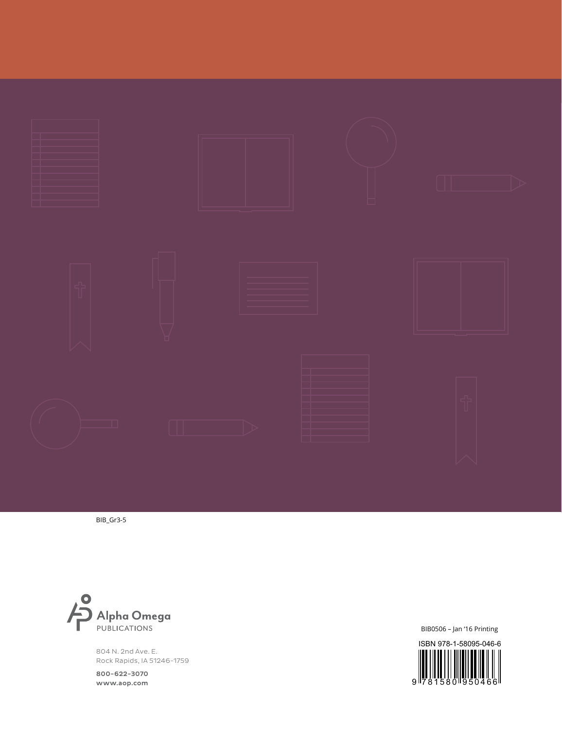BIB_Gr3-5

Alpha Omega
PUBLICATIONS

804 N. 2nd Ave. E.
Rock Rapids, IA 51246-1759

**800-622-3070**
**www.aop.com**

BIB0506 – Jan '16 Printing

ISBN 978-1-58095-046-6

9 781580 950466